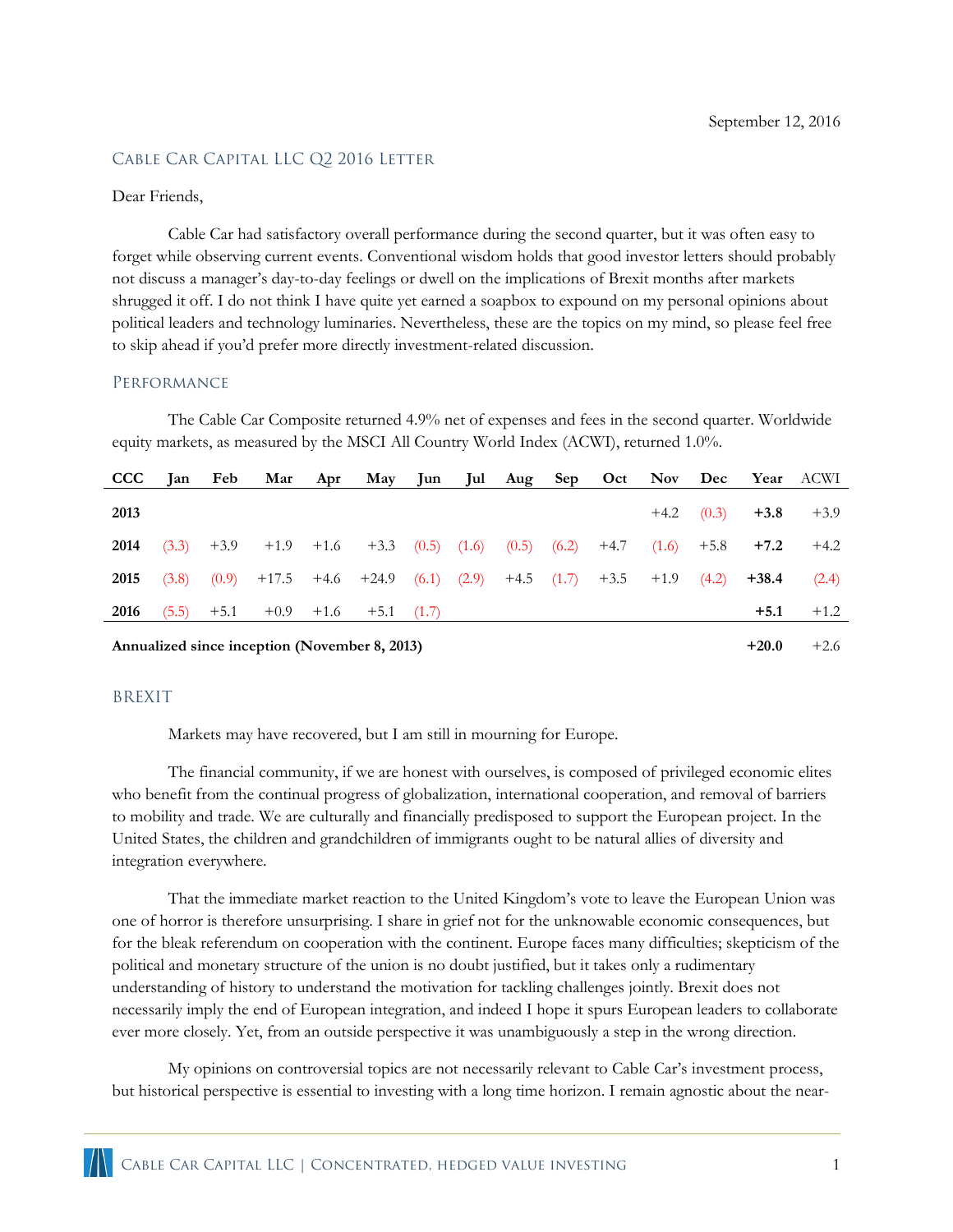September 12, 2016

## Cable Car Capital LLC Q2 2016 Letter

Dear Friends,

Cable Car had satisfactory overall performance during the second quarter, but it was often easy to forget while observing current events. Conventional wisdom holds that good investor letters should probably not discuss a manager's day-to-day feelings or dwell on the implications of Brexit months after markets shrugged it off. I do not think I have quite yet earned a soapbox to expound on my personal opinions about political leaders and technology luminaries. Nevertheless, these are the topics on my mind, so please feel free to skip ahead if you'd prefer more directly investment-related discussion.

### Performance

The Cable Car Composite returned 4.9% net of expenses and fees in the second quarter. Worldwide equity markets, as measured by the MSCI All Country World Index (ACWI), returned 1.0%.

| CCC | Jan | Feb | Mar | Apr | May | Jun | Jul | Aug | Sep | Oct | Nov | Dec | Year | ACWI |
|---|---|---|---|---|---|---|---|---|---|---|---|---|---|---|
| **2013** | | | | | | | | | | | +4.2 | (0.3) | **+3.8** | +3.9 |
| **2014** | (3.3) | +3.9 | +1.9 | +1.6 | +3.3 | (0.5) | (1.6) | (0.5) | (6.2) | +4.7 | (1.6) | +5.8 | **+7.2** | +4.2 |
| **2015** | (3.8) | (0.9) | +17.5 | +4.6 | +24.9 | (6.1) | (2.9) | +4.5 | (1.7) | +3.5 | +1.9 | (4.2) | **+38.4** | (2.4) |
| **2016** | (5.5) | +5.1 | +0.9 | +1.6 | +5.1 | (1.7) | | | | | | | **+5.1** | +1.2 |
| **Annualized since inception (November 8, 2013)** | | | | | | | | | | | | | **+20.0** | +2.6 |

### Brexit

Markets may have recovered, but I am still in mourning for Europe.

The financial community, if we are honest with ourselves, is composed of privileged economic elites who benefit from the continual progress of globalization, international cooperation, and removal of barriers to mobility and trade. We are culturally and financially predisposed to support the European project. In the United States, the children and grandchildren of immigrants ought to be natural allies of diversity and integration everywhere.

That the immediate market reaction to the United Kingdom's vote to leave the European Union was one of horror is therefore unsurprising. I share in grief not for the unknowable economic consequences, but for the bleak referendum on cooperation with the continent. Europe faces many difficulties; skepticism of the political and monetary structure of the union is no doubt justified, but it takes only a rudimentary understanding of history to understand the motivation for tackling challenges jointly. Brexit does not necessarily imply the end of European integration, and indeed I hope it spurs European leaders to collaborate ever more closely. Yet, from an outside perspective it was unambiguously a step in the wrong direction.

My opinions on controversial topics are not necessarily relevant to Cable Car's investment process, but historical perspective is essential to investing with a long time horizon. I remain agnostic about the near-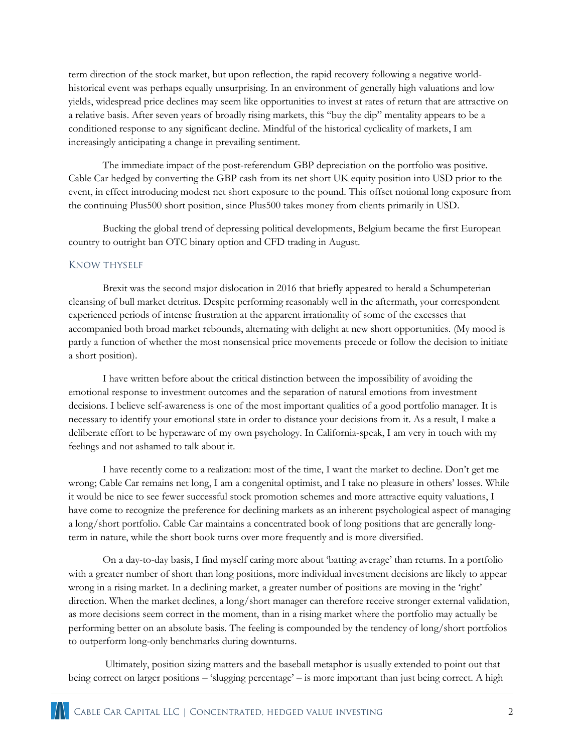term direction of the stock market, but upon reflection, the rapid recovery following a negative world-historical event was perhaps equally unsurprising. In an environment of generally high valuations and low yields, widespread price declines may seem like opportunities to invest at rates of return that are attractive on a relative basis. After seven years of broadly rising markets, this "buy the dip" mentality appears to be a conditioned response to any significant decline. Mindful of the historical cyclicality of markets, I am increasingly anticipating a change in prevailing sentiment.

The immediate impact of the post-referendum GBP depreciation on the portfolio was positive. Cable Car hedged by converting the GBP cash from its net short UK equity position into USD prior to the event, in effect introducing modest net short exposure to the pound. This offset notional long exposure from the continuing Plus500 short position, since Plus500 takes money from clients primarily in USD.

Bucking the global trend of depressing political developments, Belgium became the first European country to outright ban OTC binary option and CFD trading in August.

## Know thyself

Brexit was the second major dislocation in 2016 that briefly appeared to herald a Schumpeterian cleansing of bull market detritus. Despite performing reasonably well in the aftermath, your correspondent experienced periods of intense frustration at the apparent irrationality of some of the excesses that accompanied both broad market rebounds, alternating with delight at new short opportunities. (My mood is partly a function of whether the most nonsensical price movements precede or follow the decision to initiate a short position).

I have written before about the critical distinction between the impossibility of avoiding the emotional response to investment outcomes and the separation of natural emotions from investment decisions. I believe self-awareness is one of the most important qualities of a good portfolio manager. It is necessary to identify your emotional state in order to distance your decisions from it. As a result, I make a deliberate effort to be hyperaware of my own psychology. In California-speak, I am very in touch with my feelings and not ashamed to talk about it.

I have recently come to a realization: most of the time, I want the market to decline. Don't get me wrong; Cable Car remains net long, I am a congenital optimist, and I take no pleasure in others' losses. While it would be nice to see fewer successful stock promotion schemes and more attractive equity valuations, I have come to recognize the preference for declining markets as an inherent psychological aspect of managing a long/short portfolio. Cable Car maintains a concentrated book of long positions that are generally long-term in nature, while the short book turns over more frequently and is more diversified.

On a day-to-day basis, I find myself caring more about 'batting average' than returns. In a portfolio with a greater number of short than long positions, more individual investment decisions are likely to appear wrong in a rising market. In a declining market, a greater number of positions are moving in the 'right' direction. When the market declines, a long/short manager can therefore receive stronger external validation, as more decisions seem correct in the moment, than in a rising market where the portfolio may actually be performing better on an absolute basis. The feeling is compounded by the tendency of long/short portfolios to outperform long-only benchmarks during downturns.

Ultimately, position sizing matters and the baseball metaphor is usually extended to point out that being correct on larger positions – 'slugging percentage' – is more important than just being correct. A high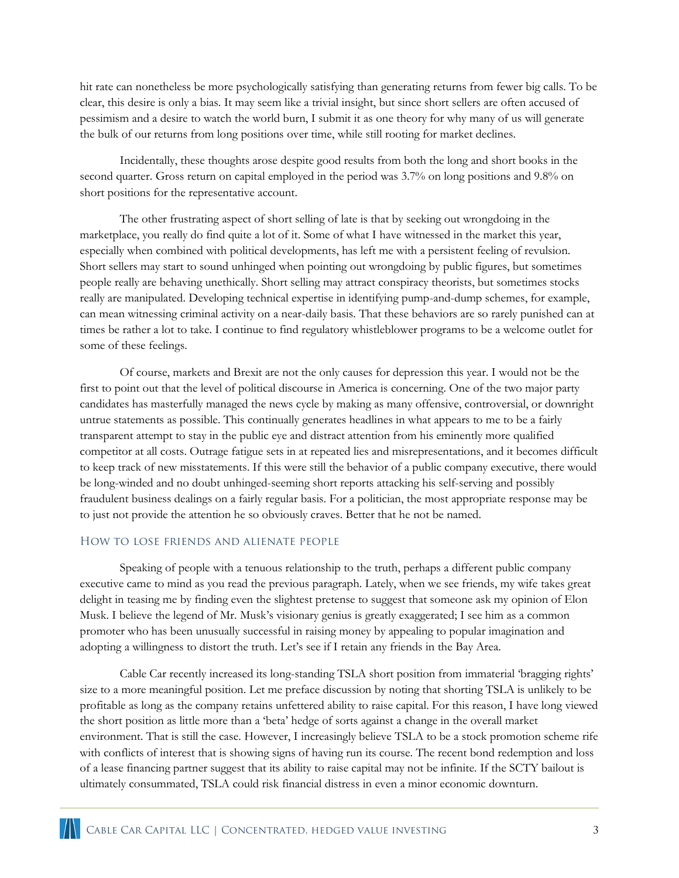hit rate can nonetheless be more psychologically satisfying than generating returns from fewer big calls. To be clear, this desire is only a bias. It may seem like a trivial insight, but since short sellers are often accused of pessimism and a desire to watch the world burn, I submit it as one theory for why many of us will generate the bulk of our returns from long positions over time, while still rooting for market declines.

Incidentally, these thoughts arose despite good results from both the long and short books in the second quarter. Gross return on capital employed in the period was 3.7% on long positions and 9.8% on short positions for the representative account.

The other frustrating aspect of short selling of late is that by seeking out wrongdoing in the marketplace, you really do find quite a lot of it. Some of what I have witnessed in the market this year, especially when combined with political developments, has left me with a persistent feeling of revulsion. Short sellers may start to sound unhinged when pointing out wrongdoing by public figures, but sometimes people really are behaving unethically. Short selling may attract conspiracy theorists, but sometimes stocks really are manipulated. Developing technical expertise in identifying pump-and-dump schemes, for example, can mean witnessing criminal activity on a near-daily basis. That these behaviors are so rarely punished can at times be rather a lot to take. I continue to find regulatory whistleblower programs to be a welcome outlet for some of these feelings.

Of course, markets and Brexit are not the only causes for depression this year. I would not be the first to point out that the level of political discourse in America is concerning. One of the two major party candidates has masterfully managed the news cycle by making as many offensive, controversial, or downright untrue statements as possible. This continually generates headlines in what appears to me to be a fairly transparent attempt to stay in the public eye and distract attention from his eminently more qualified competitor at all costs. Outrage fatigue sets in at repeated lies and misrepresentations, and it becomes difficult to keep track of new misstatements. If this were still the behavior of a public company executive, there would be long-winded and no doubt unhinged-seeming short reports attacking his self-serving and possibly fraudulent business dealings on a fairly regular basis. For a politician, the most appropriate response may be to just not provide the attention he so obviously craves. Better that he not be named.

## How to lose friends and alienate people

Speaking of people with a tenuous relationship to the truth, perhaps a different public company executive came to mind as you read the previous paragraph. Lately, when we see friends, my wife takes great delight in teasing me by finding even the slightest pretense to suggest that someone ask my opinion of Elon Musk. I believe the legend of Mr. Musk's visionary genius is greatly exaggerated; I see him as a common promoter who has been unusually successful in raising money by appealing to popular imagination and adopting a willingness to distort the truth. Let's see if I retain any friends in the Bay Area.

Cable Car recently increased its long-standing TSLA short position from immaterial 'bragging rights' size to a more meaningful position. Let me preface discussion by noting that shorting TSLA is unlikely to be profitable as long as the company retains unfettered ability to raise capital. For this reason, I have long viewed the short position as little more than a 'beta' hedge of sorts against a change in the overall market environment. That is still the case. However, I increasingly believe TSLA to be a stock promotion scheme rife with conflicts of interest that is showing signs of having run its course. The recent bond redemption and loss of a lease financing partner suggest that its ability to raise capital may not be infinite. If the SCTY bailout is ultimately consummated, TSLA could risk financial distress in even a minor economic downturn.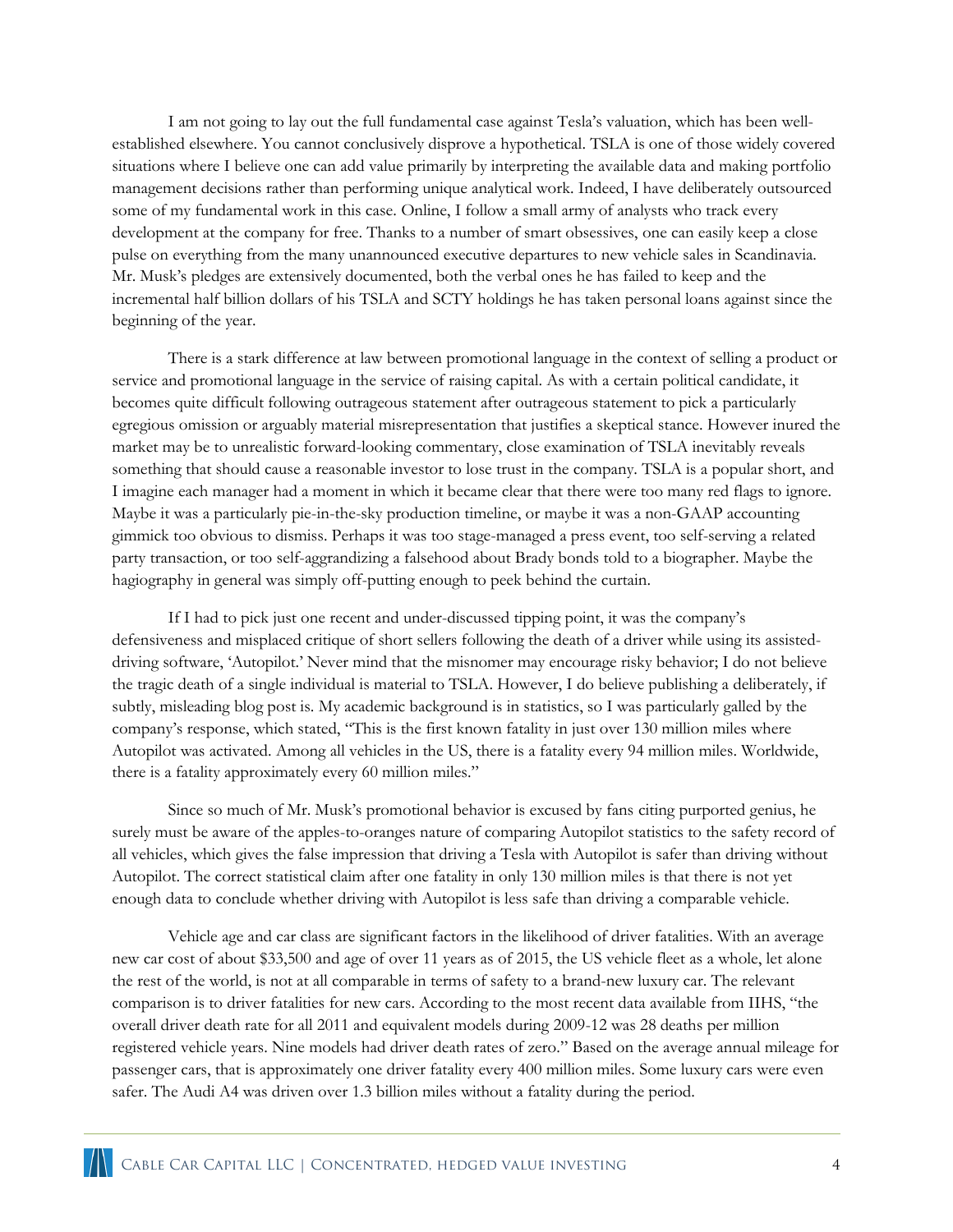I am not going to lay out the full fundamental case against Tesla's valuation, which has been well-established elsewhere. You cannot conclusively disprove a hypothetical. TSLA is one of those widely covered situations where I believe one can add value primarily by interpreting the available data and making portfolio management decisions rather than performing unique analytical work. Indeed, I have deliberately outsourced some of my fundamental work in this case. Online, I follow a small army of analysts who track every development at the company for free. Thanks to a number of smart obsessives, one can easily keep a close pulse on everything from the many unannounced executive departures to new vehicle sales in Scandinavia. Mr. Musk's pledges are extensively documented, both the verbal ones he has failed to keep and the incremental half billion dollars of his TSLA and SCTY holdings he has taken personal loans against since the beginning of the year.

There is a stark difference at law between promotional language in the context of selling a product or service and promotional language in the service of raising capital. As with a certain political candidate, it becomes quite difficult following outrageous statement after outrageous statement to pick a particularly egregious omission or arguably material misrepresentation that justifies a skeptical stance. However inured the market may be to unrealistic forward-looking commentary, close examination of TSLA inevitably reveals something that should cause a reasonable investor to lose trust in the company. TSLA is a popular short, and I imagine each manager had a moment in which it became clear that there were too many red flags to ignore. Maybe it was a particularly pie-in-the-sky production timeline, or maybe it was a non-GAAP accounting gimmick too obvious to dismiss. Perhaps it was too stage-managed a press event, too self-serving a related party transaction, or too self-aggrandizing a falsehood about Brady bonds told to a biographer. Maybe the hagiography in general was simply off-putting enough to peek behind the curtain.

If I had to pick just one recent and under-discussed tipping point, it was the company's defensiveness and misplaced critique of short sellers following the death of a driver while using its assisted-driving software, 'Autopilot.' Never mind that the misnomer may encourage risky behavior; I do not believe the tragic death of a single individual is material to TSLA. However, I do believe publishing a deliberately, if subtly, misleading blog post is. My academic background is in statistics, so I was particularly galled by the company's response, which stated, "This is the first known fatality in just over 130 million miles where Autopilot was activated. Among all vehicles in the US, there is a fatality every 94 million miles. Worldwide, there is a fatality approximately every 60 million miles."

Since so much of Mr. Musk's promotional behavior is excused by fans citing purported genius, he surely must be aware of the apples-to-oranges nature of comparing Autopilot statistics to the safety record of all vehicles, which gives the false impression that driving a Tesla with Autopilot is safer than driving without Autopilot. The correct statistical claim after one fatality in only 130 million miles is that there is not yet enough data to conclude whether driving with Autopilot is less safe than driving a comparable vehicle.

Vehicle age and car class are significant factors in the likelihood of driver fatalities. With an average new car cost of about $33,500 and age of over 11 years as of 2015, the US vehicle fleet as a whole, let alone the rest of the world, is not at all comparable in terms of safety to a brand-new luxury car. The relevant comparison is to driver fatalities for new cars. According to the most recent data available from IIHS, "the overall driver death rate for all 2011 and equivalent models during 2009-12 was 28 deaths per million registered vehicle years. Nine models had driver death rates of zero." Based on the average annual mileage for passenger cars, that is approximately one driver fatality every 400 million miles. Some luxury cars were even safer. The Audi A4 was driven over 1.3 billion miles without a fatality during the period.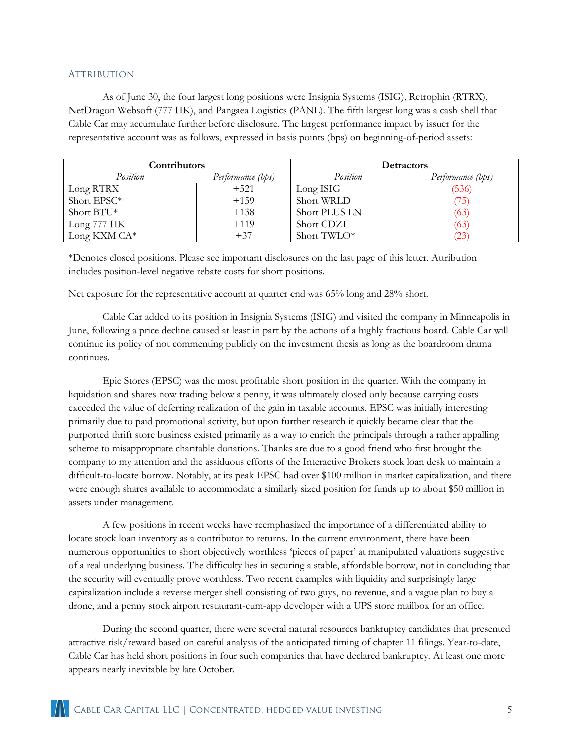## Attribution

As of June 30, the four largest long positions were Insignia Systems (ISIG), Retrophin (RTRX), NetDragon Websoft (777 HK), and Pangaea Logistics (PANL). The fifth largest long was a cash shell that Cable Car may accumulate further before disclosure. The largest performance impact by issuer for the representative account was as follows, expressed in basis points (bps) on beginning-of-period assets:

| Contributors | | Detractors | |
|---|---|---|---|
| *Position* | *Performance (bps)* | *Position* | *Performance (bps)* |
| Long RTRX | +521 | Long ISIG | (536) |
| Short EPSC* | +159 | Short WRLD | (75) |
| Short BTU* | +138 | Short PLUS LN | (63) |
| Long 777 HK | +119 | Short CDZI | (63) |
| Long KXM CA* | +37 | Short TWLO* | (23) |

*Denotes closed positions. Please see important disclosures on the last page of this letter. Attribution includes position-level negative rebate costs for short positions.

Net exposure for the representative account at quarter end was 65% long and 28% short.

Cable Car added to its position in Insignia Systems (ISIG) and visited the company in Minneapolis in June, following a price decline caused at least in part by the actions of a highly fractious board. Cable Car will continue its policy of not commenting publicly on the investment thesis as long as the boardroom drama continues.

Epic Stores (EPSC) was the most profitable short position in the quarter. With the company in liquidation and shares now trading below a penny, it was ultimately closed only because carrying costs exceeded the value of deferring realization of the gain in taxable accounts. EPSC was initially interesting primarily due to paid promotional activity, but upon further research it quickly became clear that the purported thrift store business existed primarily as a way to enrich the principals through a rather appalling scheme to misappropriate charitable donations. Thanks are due to a good friend who first brought the company to my attention and the assiduous efforts of the Interactive Brokers stock loan desk to maintain a difficult-to-locate borrow. Notably, at its peak EPSC had over $100 million in market capitalization, and there were enough shares available to accommodate a similarly sized position for funds up to about $50 million in assets under management.

A few positions in recent weeks have reemphasized the importance of a differentiated ability to locate stock loan inventory as a contributor to returns. In the current environment, there have been numerous opportunities to short objectively worthless 'pieces of paper' at manipulated valuations suggestive of a real underlying business. The difficulty lies in securing a stable, affordable borrow, not in concluding that the security will eventually prove worthless. Two recent examples with liquidity and surprisingly large capitalization include a reverse merger shell consisting of two guys, no revenue, and a vague plan to buy a drone, and a penny stock airport restaurant-cum-app developer with a UPS store mailbox for an office.

During the second quarter, there were several natural resources bankruptcy candidates that presented attractive risk/reward based on careful analysis of the anticipated timing of chapter 11 filings. Year-to-date, Cable Car has held short positions in four such companies that have declared bankruptcy. At least one more appears nearly inevitable by late October.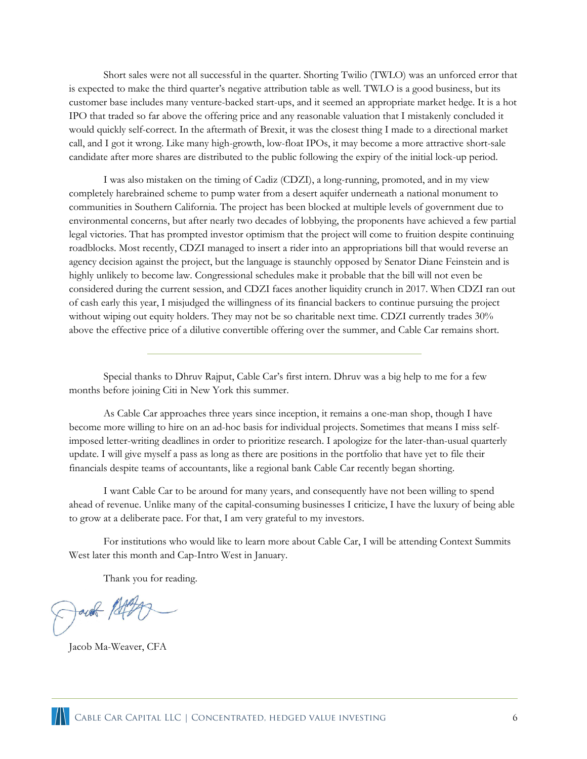Short sales were not all successful in the quarter. Shorting Twilio (TWLO) was an unforced error that is expected to make the third quarter's negative attribution table as well. TWLO is a good business, but its customer base includes many venture-backed start-ups, and it seemed an appropriate market hedge. It is a hot IPO that traded so far above the offering price and any reasonable valuation that I mistakenly concluded it would quickly self-correct. In the aftermath of Brexit, it was the closest thing I made to a directional market call, and I got it wrong. Like many high-growth, low-float IPOs, it may become a more attractive short-sale candidate after more shares are distributed to the public following the expiry of the initial lock-up period.

I was also mistaken on the timing of Cadiz (CDZI), a long-running, promoted, and in my view completely harebrained scheme to pump water from a desert aquifer underneath a national monument to communities in Southern California. The project has been blocked at multiple levels of government due to environmental concerns, but after nearly two decades of lobbying, the proponents have achieved a few partial legal victories. That has prompted investor optimism that the project will come to fruition despite continuing roadblocks. Most recently, CDZI managed to insert a rider into an appropriations bill that would reverse an agency decision against the project, but the language is staunchly opposed by Senator Diane Feinstein and is highly unlikely to become law. Congressional schedules make it probable that the bill will not even be considered during the current session, and CDZI faces another liquidity crunch in 2017. When CDZI ran out of cash early this year, I misjudged the willingness of its financial backers to continue pursuing the project without wiping out equity holders. They may not be so charitable next time. CDZI currently trades 30% above the effective price of a dilutive convertible offering over the summer, and Cable Car remains short.

---

Special thanks to Dhruv Rajput, Cable Car's first intern. Dhruv was a big help to me for a few months before joining Citi in New York this summer.

As Cable Car approaches three years since inception, it remains a one-man shop, though I have become more willing to hire on an ad-hoc basis for individual projects. Sometimes that means I miss self-imposed letter-writing deadlines in order to prioritize research. I apologize for the later-than-usual quarterly update. I will give myself a pass as long as there are positions in the portfolio that have yet to file their financials despite teams of accountants, like a regional bank Cable Car recently began shorting.

I want Cable Car to be around for many years, and consequently have not been willing to spend ahead of revenue. Unlike many of the capital-consuming businesses I criticize, I have the luxury of being able to grow at a deliberate pace. For that, I am very grateful to my investors.

For institutions who would like to learn more about Cable Car, I will be attending Context Summits West later this month and Cap-Intro West in January.

Thank you for reading.

Jacob Ma-Weaver, CFA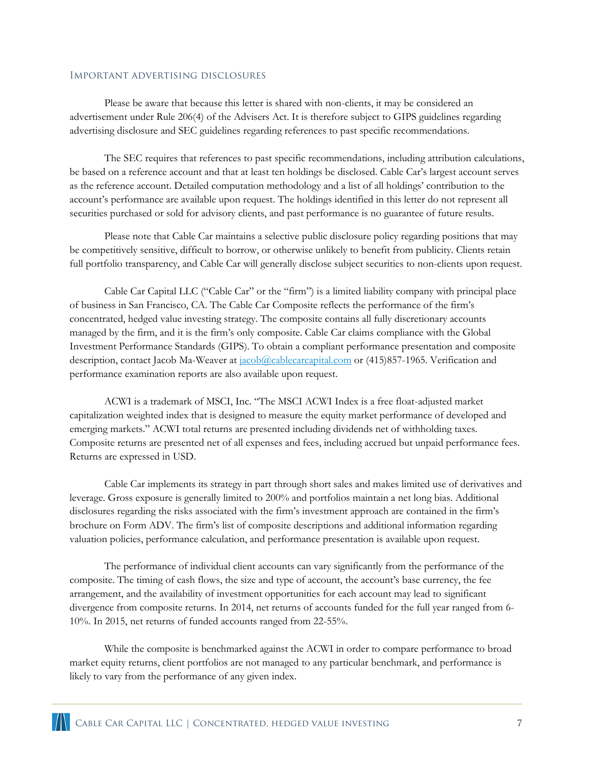## Important advertising disclosures

Please be aware that because this letter is shared with non-clients, it may be considered an advertisement under Rule 206(4) of the Advisers Act. It is therefore subject to GIPS guidelines regarding advertising disclosure and SEC guidelines regarding references to past specific recommendations.

The SEC requires that references to past specific recommendations, including attribution calculations, be based on a reference account and that at least ten holdings be disclosed. Cable Car's largest account serves as the reference account. Detailed computation methodology and a list of all holdings' contribution to the account's performance are available upon request. The holdings identified in this letter do not represent all securities purchased or sold for advisory clients, and past performance is no guarantee of future results.

Please note that Cable Car maintains a selective public disclosure policy regarding positions that may be competitively sensitive, difficult to borrow, or otherwise unlikely to benefit from publicity. Clients retain full portfolio transparency, and Cable Car will generally disclose subject securities to non-clients upon request.

Cable Car Capital LLC ("Cable Car" or the "firm") is a limited liability company with principal place of business in San Francisco, CA. The Cable Car Composite reflects the performance of the firm's concentrated, hedged value investing strategy. The composite contains all fully discretionary accounts managed by the firm, and it is the firm's only composite. Cable Car claims compliance with the Global Investment Performance Standards (GIPS). To obtain a compliant performance presentation and composite description, contact Jacob Ma-Weaver at jacob@cablecarcapital.com or (415)857-1965. Verification and performance examination reports are also available upon request.

ACWI is a trademark of MSCI, Inc. "The MSCI ACWI Index is a free float-adjusted market capitalization weighted index that is designed to measure the equity market performance of developed and emerging markets." ACWI total returns are presented including dividends net of withholding taxes. Composite returns are presented net of all expenses and fees, including accrued but unpaid performance fees. Returns are expressed in USD.

Cable Car implements its strategy in part through short sales and makes limited use of derivatives and leverage. Gross exposure is generally limited to 200% and portfolios maintain a net long bias. Additional disclosures regarding the risks associated with the firm's investment approach are contained in the firm's brochure on Form ADV. The firm's list of composite descriptions and additional information regarding valuation policies, performance calculation, and performance presentation is available upon request.

The performance of individual client accounts can vary significantly from the performance of the composite. The timing of cash flows, the size and type of account, the account's base currency, the fee arrangement, and the availability of investment opportunities for each account may lead to significant divergence from composite returns. In 2014, net returns of accounts funded for the full year ranged from 6-10%. In 2015, net returns of funded accounts ranged from 22-55%.

While the composite is benchmarked against the ACWI in order to compare performance to broad market equity returns, client portfolios are not managed to any particular benchmark, and performance is likely to vary from the performance of any given index.